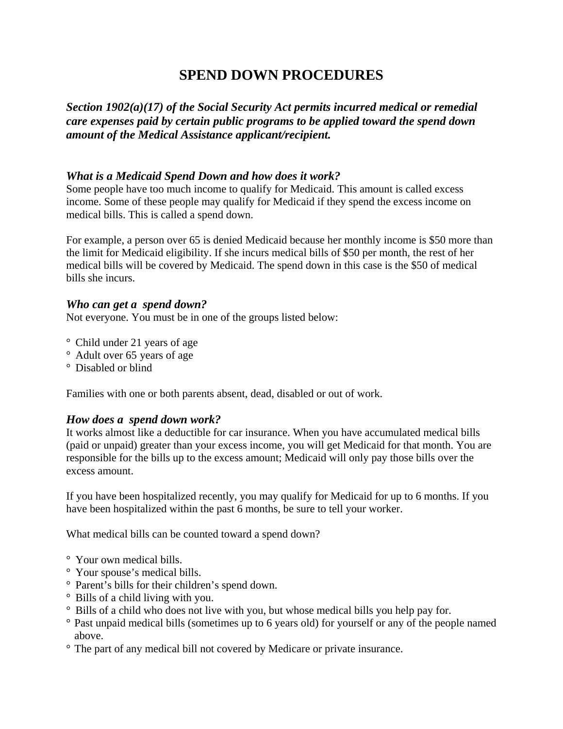# SPEND DOWN PROCEDURES

***Section 1902(a)(17) of the Social Security Act permits incurred medical or remedial care expenses paid by certain public programs to be applied toward the spend down amount of the Medical Assistance applicant/recipient.***

### *What is a Medicaid Spend Down and how does it work?*

Some people have too much income to qualify for Medicaid. This amount is called excess income. Some of these people may qualify for Medicaid if they spend the excess income on medical bills. This is called a spend down.

For example, a person over 65 is denied Medicaid because her monthly income is $50 more than the limit for Medicaid eligibility. If she incurs medical bills of $50 per month, the rest of her medical bills will be covered by Medicaid. The spend down in this case is the $50 of medical bills she incurs.

### *Who can get a spend down?*

Not everyone. You must be in one of the groups listed below:

- Child under 21 years of age
- Adult over 65 years of age
- Disabled or blind

Families with one or both parents absent, dead, disabled or out of work.

### *How does a spend down work?*

It works almost like a deductible for car insurance. When you have accumulated medical bills (paid or unpaid) greater than your excess income, you will get Medicaid for that month. You are responsible for the bills up to the excess amount; Medicaid will only pay those bills over the excess amount.

If you have been hospitalized recently, you may qualify for Medicaid for up to 6 months. If you have been hospitalized within the past 6 months, be sure to tell your worker.

What medical bills can be counted toward a spend down?

- Your own medical bills.
- Your spouse's medical bills.
- Parent's bills for their children's spend down.
- Bills of a child living with you.
- Bills of a child who does not live with you, but whose medical bills you help pay for.
- Past unpaid medical bills (sometimes up to 6 years old) for yourself or any of the people named above.
- The part of any medical bill not covered by Medicare or private insurance.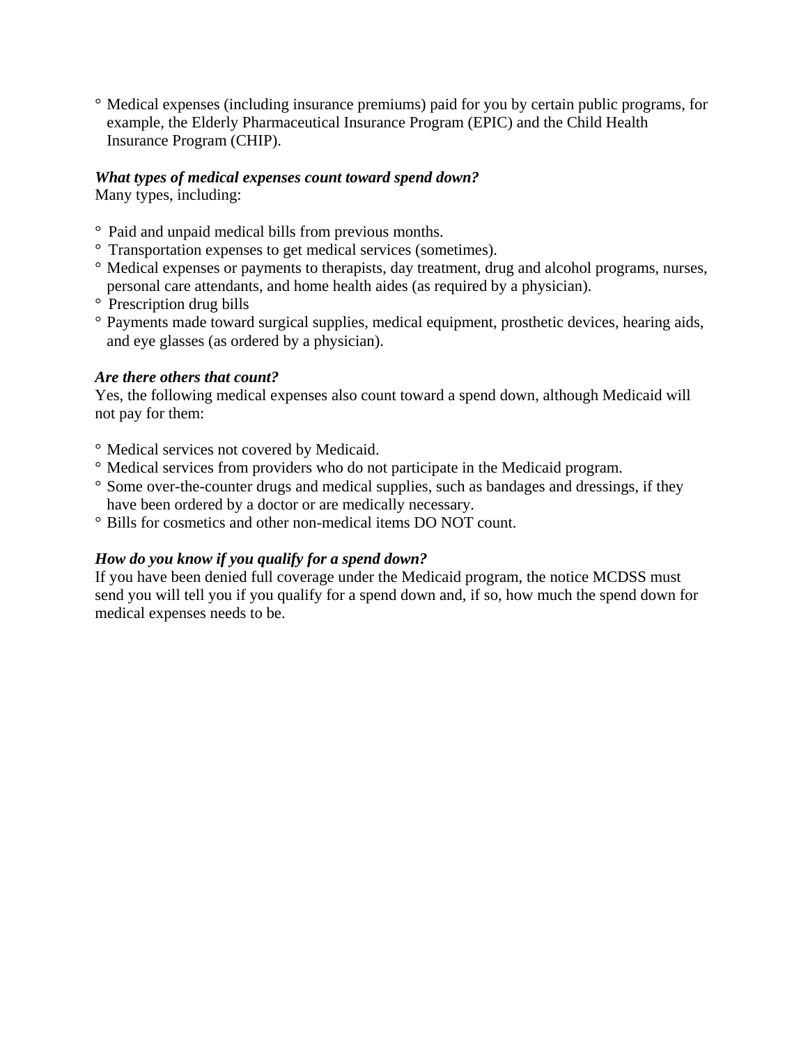- Medical expenses (including insurance premiums) paid for you by certain public programs, for example, the Elderly Pharmaceutical Insurance Program (EPIC) and the Child Health Insurance Program (CHIP).

***What types of medical expenses count toward spend down?***
Many types, including:

- Paid and unpaid medical bills from previous months.
- Transportation expenses to get medical services (sometimes).
- Medical expenses or payments to therapists, day treatment, drug and alcohol programs, nurses, personal care attendants, and home health aides (as required by a physician).
- Prescription drug bills
- Payments made toward surgical supplies, medical equipment, prosthetic devices, hearing aids, and eye glasses (as ordered by a physician).

***Are there others that count?***
Yes, the following medical expenses also count toward a spend down, although Medicaid will not pay for them:

- Medical services not covered by Medicaid.
- Medical services from providers who do not participate in the Medicaid program.
- Some over-the-counter drugs and medical supplies, such as bandages and dressings, if they have been ordered by a doctor or are medically necessary.
- Bills for cosmetics and other non-medical items DO NOT count.

***How do you know if you qualify for a spend down?***
If you have been denied full coverage under the Medicaid program, the notice MCDSS must send you will tell you if you qualify for a spend down and, if so, how much the spend down for medical expenses needs to be.